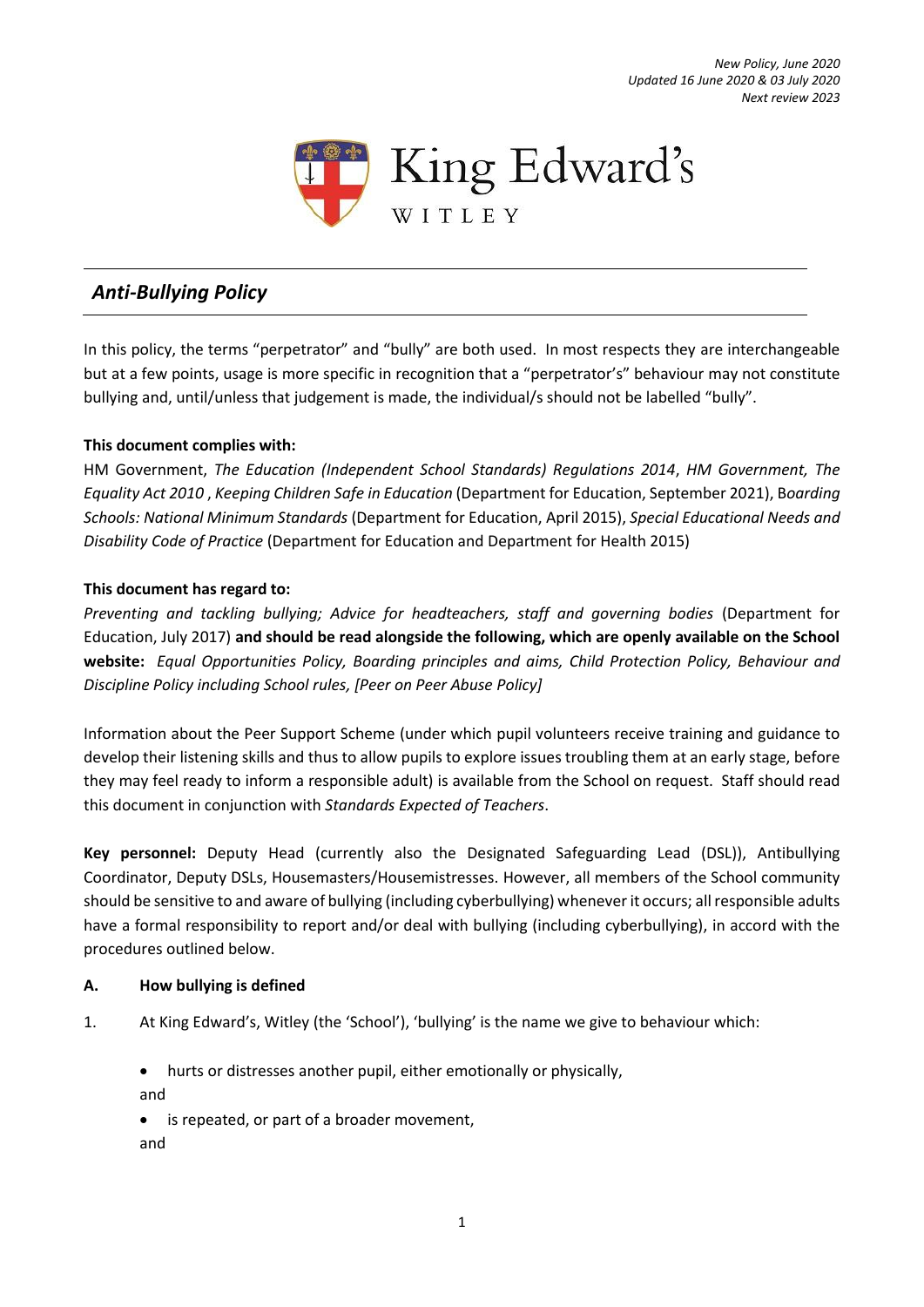*New Policy, June 2020*
*Updated 16 June 2020 & 03 July 2020*
*Next review 2023*

King Edward's
WITLEY

# *Anti-Bullying Policy*

In this policy, the terms "perpetrator" and "bully" are both used. In most respects they are interchangeable but at a few points, usage is more specific in recognition that a "perpetrator's" behaviour may not constitute bullying and, until/unless that judgement is made, the individual/s should not be labelled "bully".

**This document complies with:**

HM Government, *The Education (Independent School Standards) Regulations 2014*, *HM Government, The Equality Act 2010* , *Keeping Children Safe in Education* (Department for Education, September 2021), B*oarding Schools: National Minimum Standards* (Department for Education, April 2015), *Special Educational Needs and Disability Code of Practice* (Department for Education and Department for Health 2015)

**This document has regard to:**

*Preventing and tackling bullying; Advice for headteachers, staff and governing bodies* (Department for Education, July 2017) **and should be read alongside the following, which are openly available on the School website:** *Equal Opportunities Policy, Boarding principles and aims, Child Protection Policy, Behaviour and Discipline Policy including School rules, [Peer on Peer Abuse Policy]*

Information about the Peer Support Scheme (under which pupil volunteers receive training and guidance to develop their listening skills and thus to allow pupils to explore issues troubling them at an early stage, before they may feel ready to inform a responsible adult) is available from the School on request. Staff should read this document in conjunction with *Standards Expected of Teachers*.

**Key personnel:** Deputy Head (currently also the Designated Safeguarding Lead (DSL)), Antibullying Coordinator, Deputy DSLs, Housemasters/Housemistresses. However, all members of the School community should be sensitive to and aware of bullying (including cyberbullying) whenever it occurs; all responsible adults have a formal responsibility to report and/or deal with bullying (including cyberbullying), in accord with the procedures outlined below.

## A. How bullying is defined

1. At King Edward's, Witley (the 'School'), 'bullying' is the name we give to behaviour which:

- hurts or distresses another pupil, either emotionally or physically,

and

- is repeated, or part of a broader movement,

and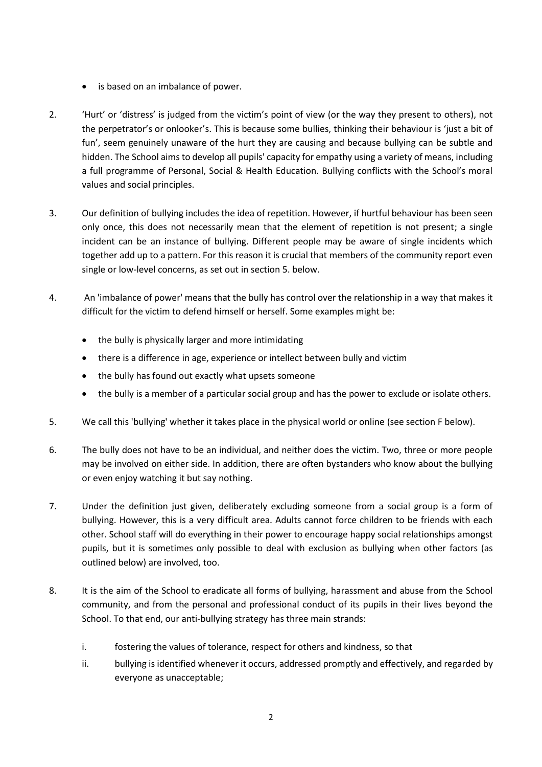- is based on an imbalance of power.

2. 'Hurt' or 'distress' is judged from the victim's point of view (or the way they present to others), not the perpetrator's or onlooker's. This is because some bullies, thinking their behaviour is 'just a bit of fun', seem genuinely unaware of the hurt they are causing and because bullying can be subtle and hidden. The School aims to develop all pupils' capacity for empathy using a variety of means, including a full programme of Personal, Social & Health Education. Bullying conflicts with the School's moral values and social principles.

3. Our definition of bullying includes the idea of repetition. However, if hurtful behaviour has been seen only once, this does not necessarily mean that the element of repetition is not present; a single incident can be an instance of bullying. Different people may be aware of single incidents which together add up to a pattern. For this reason it is crucial that members of the community report even single or low-level concerns, as set out in section 5. below.

4. An 'imbalance of power' means that the bully has control over the relationship in a way that makes it difficult for the victim to defend himself or herself. Some examples might be:

   - the bully is physically larger and more intimidating
   - there is a difference in age, experience or intellect between bully and victim
   - the bully has found out exactly what upsets someone
   - the bully is a member of a particular social group and has the power to exclude or isolate others.

5. We call this 'bullying' whether it takes place in the physical world or online (see section F below).

6. The bully does not have to be an individual, and neither does the victim. Two, three or more people may be involved on either side. In addition, there are often bystanders who know about the bullying or even enjoy watching it but say nothing.

7. Under the definition just given, deliberately excluding someone from a social group is a form of bullying. However, this is a very difficult area. Adults cannot force children to be friends with each other. School staff will do everything in their power to encourage happy social relationships amongst pupils, but it is sometimes only possible to deal with exclusion as bullying when other factors (as outlined below) are involved, too.

8. It is the aim of the School to eradicate all forms of bullying, harassment and abuse from the School community, and from the personal and professional conduct of its pupils in their lives beyond the School. To that end, our anti-bullying strategy has three main strands:

   i. fostering the values of tolerance, respect for others and kindness, so that

   ii. bullying is identified whenever it occurs, addressed promptly and effectively, and regarded by everyone as unacceptable;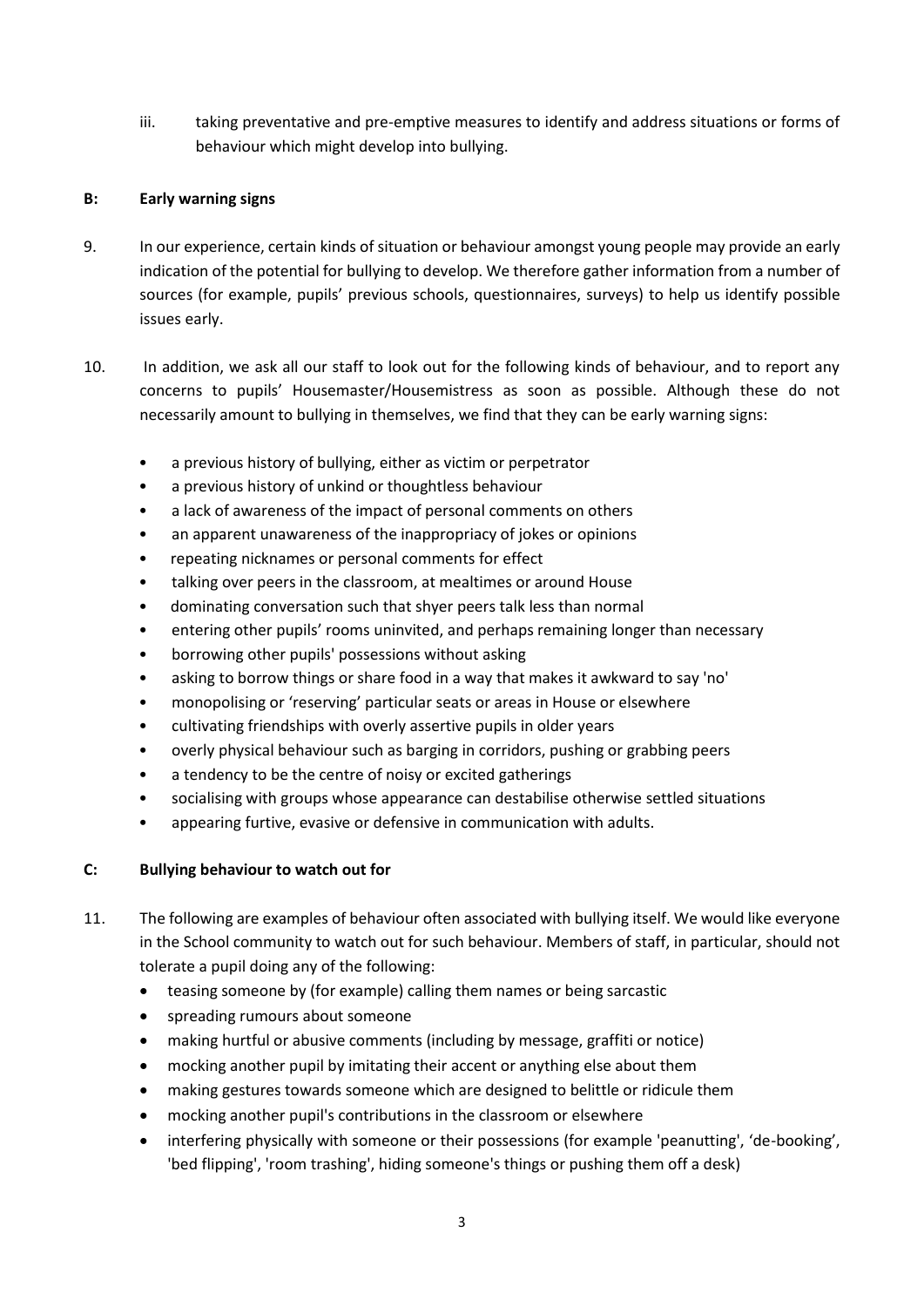iii. taking preventative and pre-emptive measures to identify and address situations or forms of behaviour which might develop into bullying.

## B: Early warning signs

9. In our experience, certain kinds of situation or behaviour amongst young people may provide an early indication of the potential for bullying to develop. We therefore gather information from a number of sources (for example, pupils' previous schools, questionnaires, surveys) to help us identify possible issues early.

10. In addition, we ask all our staff to look out for the following kinds of behaviour, and to report any concerns to pupils' Housemaster/Housemistress as soon as possible. Although these do not necessarily amount to bullying in themselves, we find that they can be early warning signs:

   - a previous history of bullying, either as victim or perpetrator
   - a previous history of unkind or thoughtless behaviour
   - a lack of awareness of the impact of personal comments on others
   - an apparent unawareness of the inappropriacy of jokes or opinions
   - repeating nicknames or personal comments for effect
   - talking over peers in the classroom, at mealtimes or around House
   - dominating conversation such that shyer peers talk less than normal
   - entering other pupils' rooms uninvited, and perhaps remaining longer than necessary
   - borrowing other pupils' possessions without asking
   - asking to borrow things or share food in a way that makes it awkward to say 'no'
   - monopolising or 'reserving' particular seats or areas in House or elsewhere
   - cultivating friendships with overly assertive pupils in older years
   - overly physical behaviour such as barging in corridors, pushing or grabbing peers
   - a tendency to be the centre of noisy or excited gatherings
   - socialising with groups whose appearance can destabilise otherwise settled situations
   - appearing furtive, evasive or defensive in communication with adults.

## C: Bullying behaviour to watch out for

11. The following are examples of behaviour often associated with bullying itself. We would like everyone in the School community to watch out for such behaviour. Members of staff, in particular, should not tolerate a pupil doing any of the following:

   - teasing someone by (for example) calling them names or being sarcastic
   - spreading rumours about someone
   - making hurtful or abusive comments (including by message, graffiti or notice)
   - mocking another pupil by imitating their accent or anything else about them
   - making gestures towards someone which are designed to belittle or ridicule them
   - mocking another pupil's contributions in the classroom or elsewhere
   - interfering physically with someone or their possessions (for example 'peanutting', 'de-booking', 'bed flipping', 'room trashing', hiding someone's things or pushing them off a desk)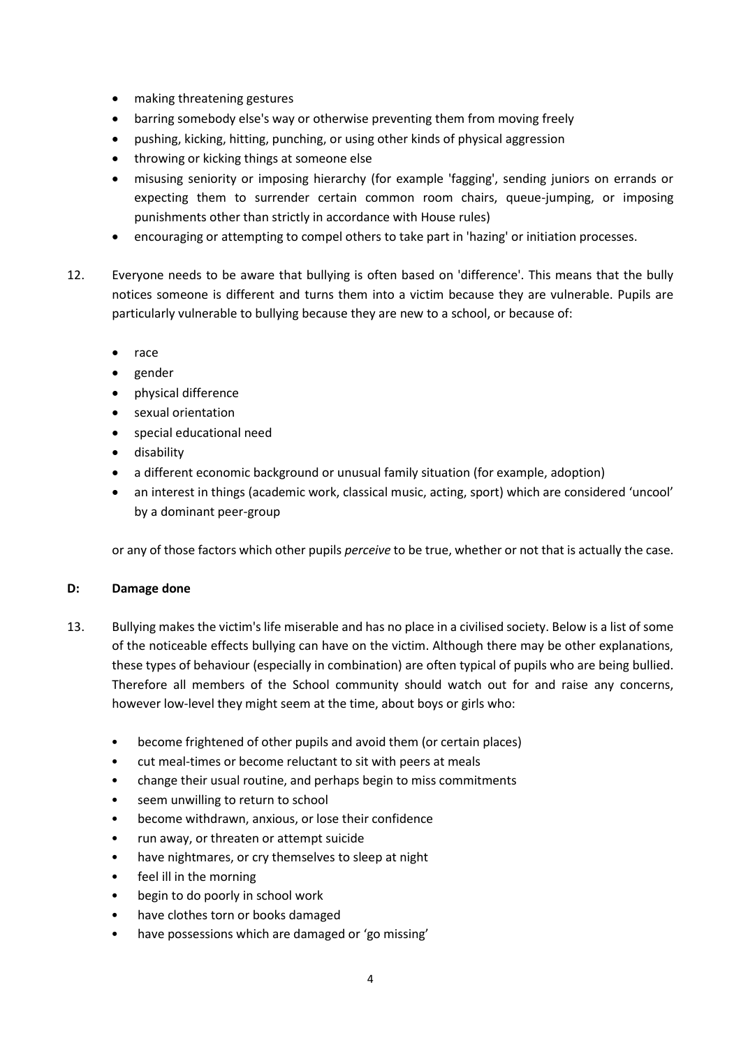- making threatening gestures
- barring somebody else's way or otherwise preventing them from moving freely
- pushing, kicking, hitting, punching, or using other kinds of physical aggression
- throwing or kicking things at someone else
- misusing seniority or imposing hierarchy (for example 'fagging', sending juniors on errands or expecting them to surrender certain common room chairs, queue-jumping, or imposing punishments other than strictly in accordance with House rules)
- encouraging or attempting to compel others to take part in 'hazing' or initiation processes.

12. Everyone needs to be aware that bullying is often based on 'difference'. This means that the bully notices someone is different and turns them into a victim because they are vulnerable. Pupils are particularly vulnerable to bullying because they are new to a school, or because of:

    - race
    - gender
    - physical difference
    - sexual orientation
    - special educational need
    - disability
    - a different economic background or unusual family situation (for example, adoption)
    - an interest in things (academic work, classical music, acting, sport) which are considered 'uncool' by a dominant peer-group

    or any of those factors which other pupils *perceive* to be true, whether or not that is actually the case.

**D: Damage done**

13. Bullying makes the victim's life miserable and has no place in a civilised society. Below is a list of some of the noticeable effects bullying can have on the victim. Although there may be other explanations, these types of behaviour (especially in combination) are often typical of pupils who are being bullied. Therefore all members of the School community should watch out for and raise any concerns, however low-level they might seem at the time, about boys or girls who:

    - become frightened of other pupils and avoid them (or certain places)
    - cut meal-times or become reluctant to sit with peers at meals
    - change their usual routine, and perhaps begin to miss commitments
    - seem unwilling to return to school
    - become withdrawn, anxious, or lose their confidence
    - run away, or threaten or attempt suicide
    - have nightmares, or cry themselves to sleep at night
    - feel ill in the morning
    - begin to do poorly in school work
    - have clothes torn or books damaged
    - have possessions which are damaged or 'go missing'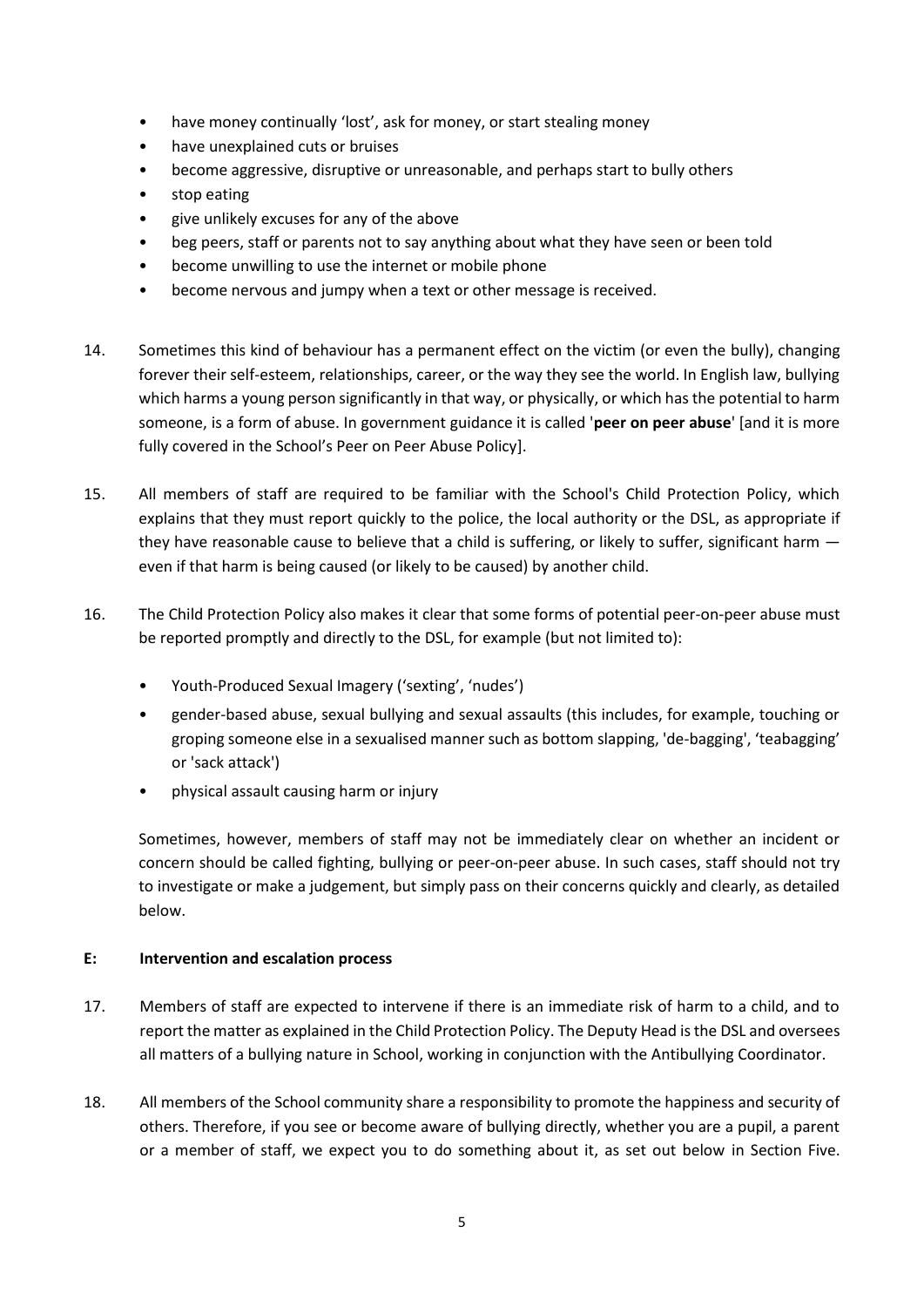- have money continually 'lost', ask for money, or start stealing money
- have unexplained cuts or bruises
- become aggressive, disruptive or unreasonable, and perhaps start to bully others
- stop eating
- give unlikely excuses for any of the above
- beg peers, staff or parents not to say anything about what they have seen or been told
- become unwilling to use the internet or mobile phone
- become nervous and jumpy when a text or other message is received.

14. Sometimes this kind of behaviour has a permanent effect on the victim (or even the bully), changing forever their self-esteem, relationships, career, or the way they see the world. In English law, bullying which harms a young person significantly in that way, or physically, or which has the potential to harm someone, is a form of abuse. In government guidance it is called '**peer on peer abuse**' [and it is more fully covered in the School's Peer on Peer Abuse Policy].

15. All members of staff are required to be familiar with the School's Child Protection Policy, which explains that they must report quickly to the police, the local authority or the DSL, as appropriate if they have reasonable cause to believe that a child is suffering, or likely to suffer, significant harm — even if that harm is being caused (or likely to be caused) by another child.

16. The Child Protection Policy also makes it clear that some forms of potential peer-on-peer abuse must be reported promptly and directly to the DSL, for example (but not limited to):

    - Youth-Produced Sexual Imagery ('sexting', 'nudes')
    - gender-based abuse, sexual bullying and sexual assaults (this includes, for example, touching or groping someone else in a sexualised manner such as bottom slapping, 'de-bagging', 'teabagging' or 'sack attack')
    - physical assault causing harm or injury

    Sometimes, however, members of staff may not be immediately clear on whether an incident or concern should be called fighting, bullying or peer-on-peer abuse. In such cases, staff should not try to investigate or make a judgement, but simply pass on their concerns quickly and clearly, as detailed below.

### E: Intervention and escalation process

17. Members of staff are expected to intervene if there is an immediate risk of harm to a child, and to report the matter as explained in the Child Protection Policy. The Deputy Head is the DSL and oversees all matters of a bullying nature in School, working in conjunction with the Antibullying Coordinator.

18. All members of the School community share a responsibility to promote the happiness and security of others. Therefore, if you see or become aware of bullying directly, whether you are a pupil, a parent or a member of staff, we expect you to do something about it, as set out below in Section Five.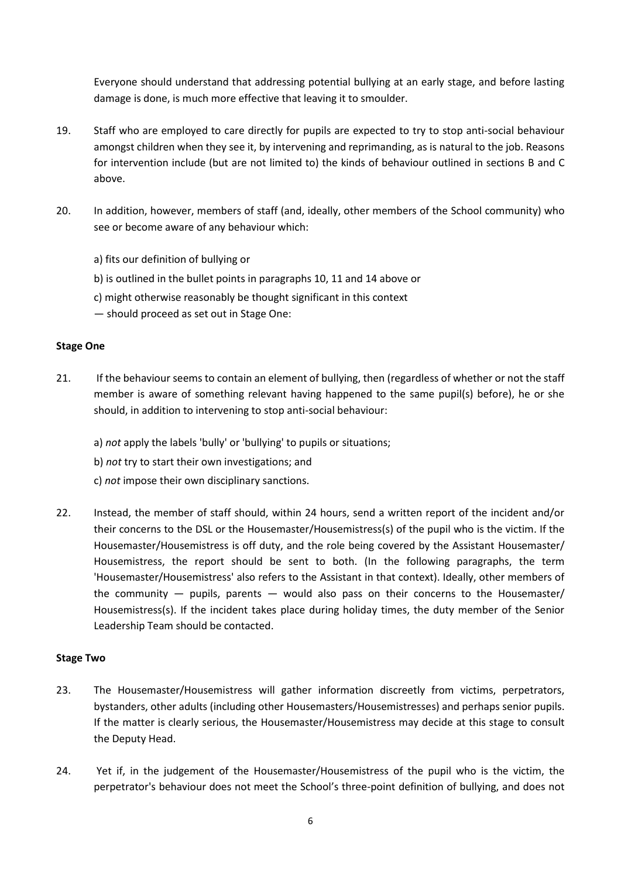Everyone should understand that addressing potential bullying at an early stage, and before lasting damage is done, is much more effective that leaving it to smoulder.

19. Staff who are employed to care directly for pupils are expected to try to stop anti-social behaviour amongst children when they see it, by intervening and reprimanding, as is natural to the job. Reasons for intervention include (but are not limited to) the kinds of behaviour outlined in sections B and C above.

20. In addition, however, members of staff (and, ideally, other members of the School community) who see or become aware of any behaviour which:

    a) fits our definition of bullying or

    b) is outlined in the bullet points in paragraphs 10, 11 and 14 above or

    c) might otherwise reasonably be thought significant in this context

    — should proceed as set out in Stage One:

**Stage One**

21. If the behaviour seems to contain an element of bullying, then (regardless of whether or not the staff member is aware of something relevant having happened to the same pupil(s) before), he or she should, in addition to intervening to stop anti-social behaviour:

    a) *not* apply the labels 'bully' or 'bullying' to pupils or situations;

    b) *not* try to start their own investigations; and

    c) *not* impose their own disciplinary sanctions.

22. Instead, the member of staff should, within 24 hours, send a written report of the incident and/or their concerns to the DSL or the Housemaster/Housemistress(s) of the pupil who is the victim. If the Housemaster/Housemistress is off duty, and the role being covered by the Assistant Housemaster/ Housemistress, the report should be sent to both. (In the following paragraphs, the term 'Housemaster/Housemistress' also refers to the Assistant in that context). Ideally, other members of the community — pupils, parents — would also pass on their concerns to the Housemaster/ Housemistress(s). If the incident takes place during holiday times, the duty member of the Senior Leadership Team should be contacted.

**Stage Two**

23. The Housemaster/Housemistress will gather information discreetly from victims, perpetrators, bystanders, other adults (including other Housemasters/Housemistresses) and perhaps senior pupils. If the matter is clearly serious, the Housemaster/Housemistress may decide at this stage to consult the Deputy Head.

24. Yet if, in the judgement of the Housemaster/Housemistress of the pupil who is the victim, the perpetrator's behaviour does not meet the School's three-point definition of bullying, and does not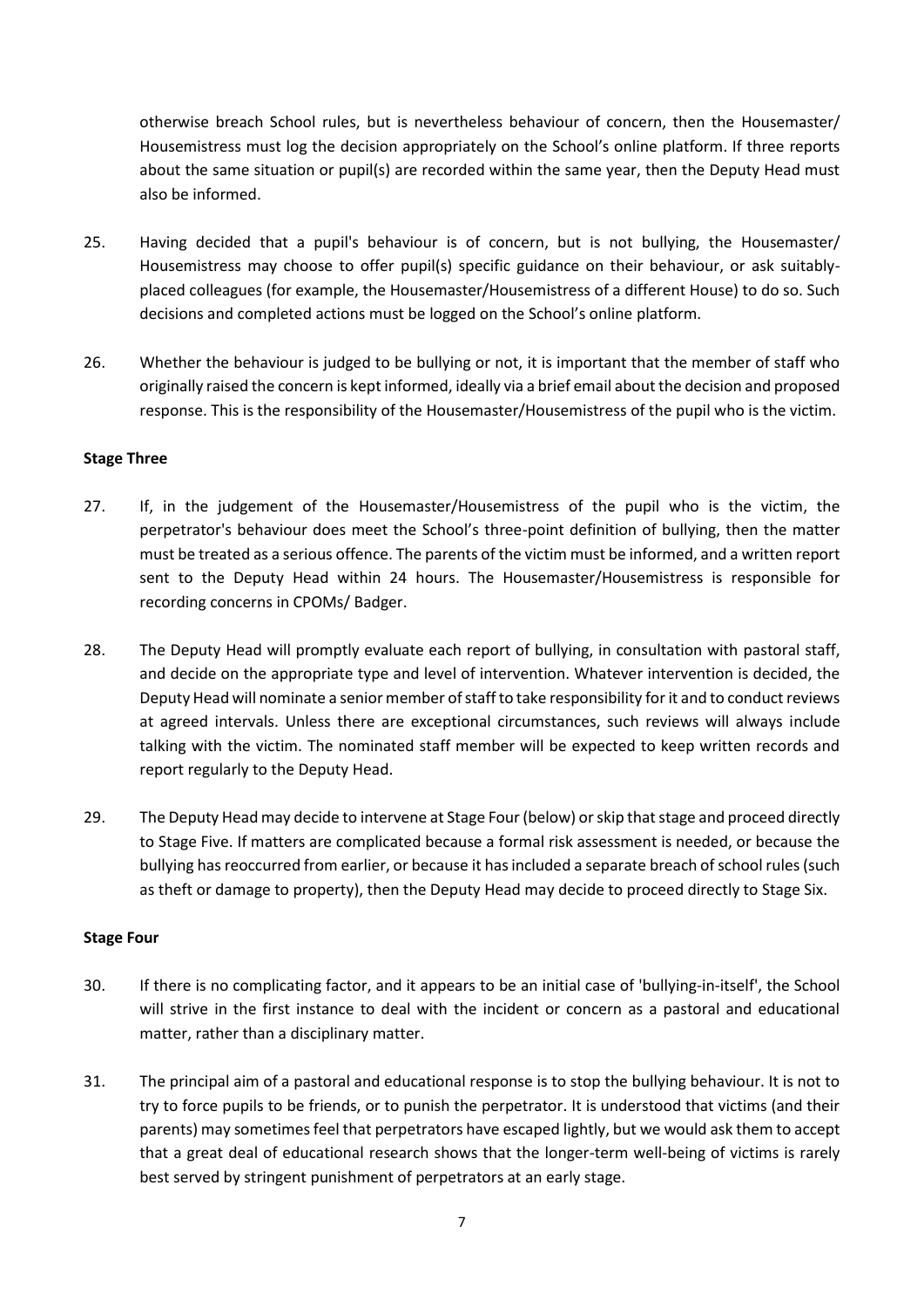otherwise breach School rules, but is nevertheless behaviour of concern, then the Housemaster/ Housemistress must log the decision appropriately on the School's online platform. If three reports about the same situation or pupil(s) are recorded within the same year, then the Deputy Head must also be informed.

25. Having decided that a pupil's behaviour is of concern, but is not bullying, the Housemaster/ Housemistress may choose to offer pupil(s) specific guidance on their behaviour, or ask suitably-placed colleagues (for example, the Housemaster/Housemistress of a different House) to do so. Such decisions and completed actions must be logged on the School's online platform.

26. Whether the behaviour is judged to be bullying or not, it is important that the member of staff who originally raised the concern is kept informed, ideally via a brief email about the decision and proposed response. This is the responsibility of the Housemaster/Housemistress of the pupil who is the victim.

**Stage Three**

27. If, in the judgement of the Housemaster/Housemistress of the pupil who is the victim, the perpetrator's behaviour does meet the School's three-point definition of bullying, then the matter must be treated as a serious offence. The parents of the victim must be informed, and a written report sent to the Deputy Head within 24 hours. The Housemaster/Housemistress is responsible for recording concerns in CPOMs/ Badger.

28. The Deputy Head will promptly evaluate each report of bullying, in consultation with pastoral staff, and decide on the appropriate type and level of intervention. Whatever intervention is decided, the Deputy Head will nominate a senior member of staff to take responsibility for it and to conduct reviews at agreed intervals. Unless there are exceptional circumstances, such reviews will always include talking with the victim. The nominated staff member will be expected to keep written records and report regularly to the Deputy Head.

29. The Deputy Head may decide to intervene at Stage Four (below) or skip that stage and proceed directly to Stage Five. If matters are complicated because a formal risk assessment is needed, or because the bullying has reoccurred from earlier, or because it has included a separate breach of school rules (such as theft or damage to property), then the Deputy Head may decide to proceed directly to Stage Six.

**Stage Four**

30. If there is no complicating factor, and it appears to be an initial case of 'bullying-in-itself', the School will strive in the first instance to deal with the incident or concern as a pastoral and educational matter, rather than a disciplinary matter.

31. The principal aim of a pastoral and educational response is to stop the bullying behaviour. It is not to try to force pupils to be friends, or to punish the perpetrator. It is understood that victims (and their parents) may sometimes feel that perpetrators have escaped lightly, but we would ask them to accept that a great deal of educational research shows that the longer-term well-being of victims is rarely best served by stringent punishment of perpetrators at an early stage.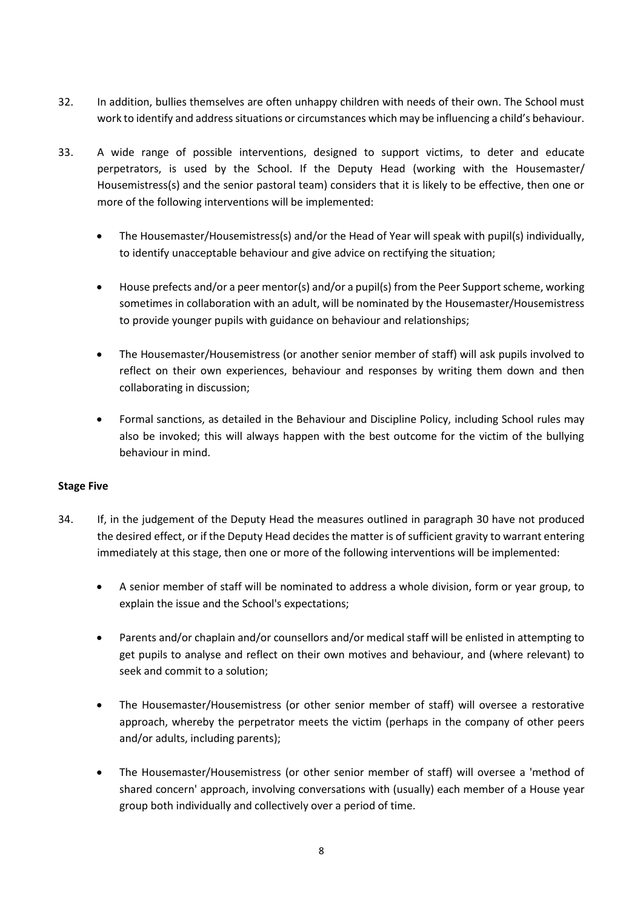32. In addition, bullies themselves are often unhappy children with needs of their own. The School must work to identify and address situations or circumstances which may be influencing a child's behaviour.

33. A wide range of possible interventions, designed to support victims, to deter and educate perpetrators, is used by the School. If the Deputy Head (working with the Housemaster/ Housemistress(s) and the senior pastoral team) considers that it is likely to be effective, then one or more of the following interventions will be implemented:

    - The Housemaster/Housemistress(s) and/or the Head of Year will speak with pupil(s) individually, to identify unacceptable behaviour and give advice on rectifying the situation;

    - House prefects and/or a peer mentor(s) and/or a pupil(s) from the Peer Support scheme, working sometimes in collaboration with an adult, will be nominated by the Housemaster/Housemistress to provide younger pupils with guidance on behaviour and relationships;

    - The Housemaster/Housemistress (or another senior member of staff) will ask pupils involved to reflect on their own experiences, behaviour and responses by writing them down and then collaborating in discussion;

    - Formal sanctions, as detailed in the Behaviour and Discipline Policy, including School rules may also be invoked; this will always happen with the best outcome for the victim of the bullying behaviour in mind.

**Stage Five**

34. If, in the judgement of the Deputy Head the measures outlined in paragraph 30 have not produced the desired effect, or if the Deputy Head decides the matter is of sufficient gravity to warrant entering immediately at this stage, then one or more of the following interventions will be implemented:

    - A senior member of staff will be nominated to address a whole division, form or year group, to explain the issue and the School's expectations;

    - Parents and/or chaplain and/or counsellors and/or medical staff will be enlisted in attempting to get pupils to analyse and reflect on their own motives and behaviour, and (where relevant) to seek and commit to a solution;

    - The Housemaster/Housemistress (or other senior member of staff) will oversee a restorative approach, whereby the perpetrator meets the victim (perhaps in the company of other peers and/or adults, including parents);

    - The Housemaster/Housemistress (or other senior member of staff) will oversee a 'method of shared concern' approach, involving conversations with (usually) each member of a House year group both individually and collectively over a period of time.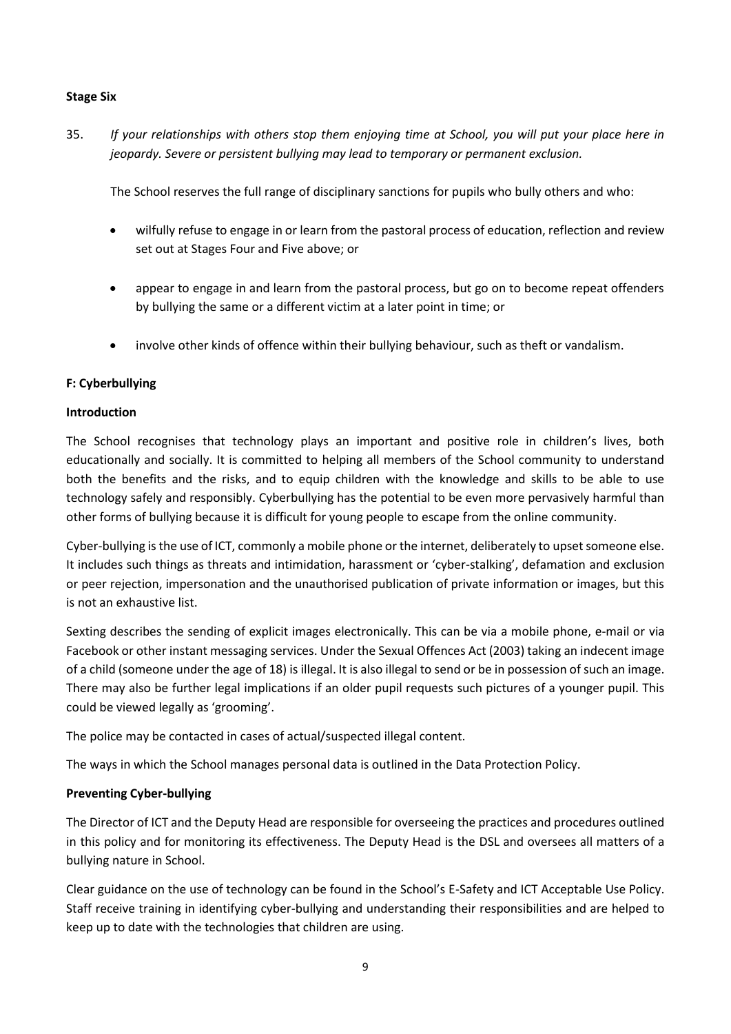**Stage Six**

35. *If your relationships with others stop them enjoying time at School, you will put your place here in jeopardy. Severe or persistent bullying may lead to temporary or permanent exclusion.*

The School reserves the full range of disciplinary sanctions for pupils who bully others and who:

- wilfully refuse to engage in or learn from the pastoral process of education, reflection and review set out at Stages Four and Five above; or
- appear to engage in and learn from the pastoral process, but go on to become repeat offenders by bullying the same or a different victim at a later point in time; or
- involve other kinds of offence within their bullying behaviour, such as theft or vandalism.

**F: Cyberbullying**

**Introduction**

The School recognises that technology plays an important and positive role in children's lives, both educationally and socially. It is committed to helping all members of the School community to understand both the benefits and the risks, and to equip children with the knowledge and skills to be able to use technology safely and responsibly. Cyberbullying has the potential to be even more pervasively harmful than other forms of bullying because it is difficult for young people to escape from the online community.

Cyber-bullying is the use of ICT, commonly a mobile phone or the internet, deliberately to upset someone else. It includes such things as threats and intimidation, harassment or 'cyber-stalking', defamation and exclusion or peer rejection, impersonation and the unauthorised publication of private information or images, but this is not an exhaustive list.

Sexting describes the sending of explicit images electronically. This can be via a mobile phone, e-mail or via Facebook or other instant messaging services. Under the Sexual Offences Act (2003) taking an indecent image of a child (someone under the age of 18) is illegal. It is also illegal to send or be in possession of such an image. There may also be further legal implications if an older pupil requests such pictures of a younger pupil. This could be viewed legally as 'grooming'.

The police may be contacted in cases of actual/suspected illegal content.

The ways in which the School manages personal data is outlined in the Data Protection Policy.

**Preventing Cyber-bullying**

The Director of ICT and the Deputy Head are responsible for overseeing the practices and procedures outlined in this policy and for monitoring its effectiveness. The Deputy Head is the DSL and oversees all matters of a bullying nature in School.

Clear guidance on the use of technology can be found in the School's E-Safety and ICT Acceptable Use Policy. Staff receive training in identifying cyber-bullying and understanding their responsibilities and are helped to keep up to date with the technologies that children are using.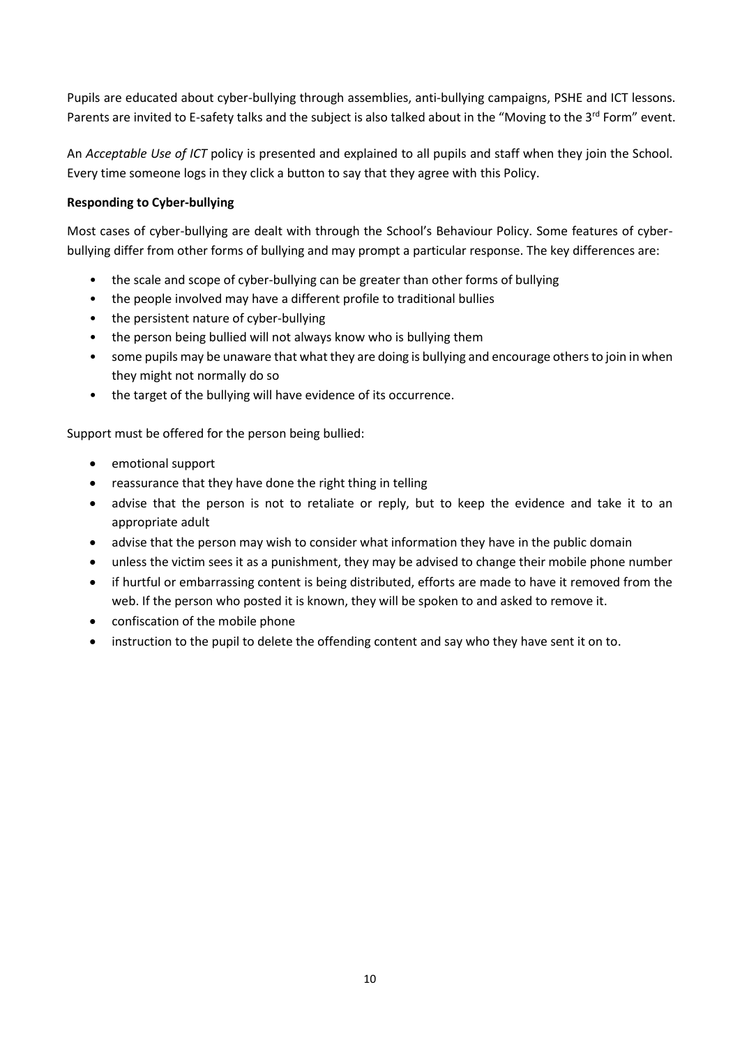Pupils are educated about cyber-bullying through assemblies, anti-bullying campaigns, PSHE and ICT lessons. Parents are invited to E-safety talks and the subject is also talked about in the "Moving to the 3rd Form" event.

An *Acceptable Use of ICT* policy is presented and explained to all pupils and staff when they join the School. Every time someone logs in they click a button to say that they agree with this Policy.

**Responding to Cyber-bullying**

Most cases of cyber-bullying are dealt with through the School's Behaviour Policy. Some features of cyber-bullying differ from other forms of bullying and may prompt a particular response. The key differences are:

- the scale and scope of cyber-bullying can be greater than other forms of bullying
- the people involved may have a different profile to traditional bullies
- the persistent nature of cyber-bullying
- the person being bullied will not always know who is bullying them
- some pupils may be unaware that what they are doing is bullying and encourage others to join in when they might not normally do so
- the target of the bullying will have evidence of its occurrence.

Support must be offered for the person being bullied:

- emotional support
- reassurance that they have done the right thing in telling
- advise that the person is not to retaliate or reply, but to keep the evidence and take it to an appropriate adult
- advise that the person may wish to consider what information they have in the public domain
- unless the victim sees it as a punishment, they may be advised to change their mobile phone number
- if hurtful or embarrassing content is being distributed, efforts are made to have it removed from the web. If the person who posted it is known, they will be spoken to and asked to remove it.
- confiscation of the mobile phone
- instruction to the pupil to delete the offending content and say who they have sent it on to.